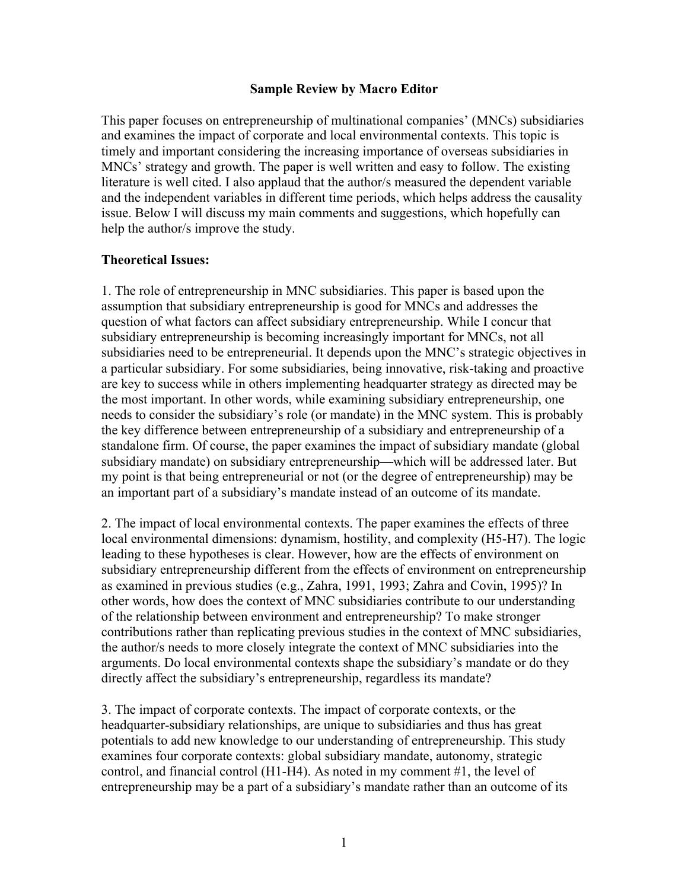**Sample Review by Macro Editor**

This paper focuses on entrepreneurship of multinational companies' (MNCs) subsidiaries and examines the impact of corporate and local environmental contexts. This topic is timely and important considering the increasing importance of overseas subsidiaries in MNCs' strategy and growth. The paper is well written and easy to follow. The existing literature is well cited. I also applaud that the author/s measured the dependent variable and the independent variables in different time periods, which helps address the causality issue. Below I will discuss my main comments and suggestions, which hopefully can help the author/s improve the study.

**Theoretical Issues:**

1. The role of entrepreneurship in MNC subsidiaries. This paper is based upon the assumption that subsidiary entrepreneurship is good for MNCs and addresses the question of what factors can affect subsidiary entrepreneurship. While I concur that subsidiary entrepreneurship is becoming increasingly important for MNCs, not all subsidiaries need to be entrepreneurial. It depends upon the MNC's strategic objectives in a particular subsidiary. For some subsidiaries, being innovative, risk-taking and proactive are key to success while in others implementing headquarter strategy as directed may be the most important. In other words, while examining subsidiary entrepreneurship, one needs to consider the subsidiary's role (or mandate) in the MNC system. This is probably the key difference between entrepreneurship of a subsidiary and entrepreneurship of a standalone firm. Of course, the paper examines the impact of subsidiary mandate (global subsidiary mandate) on subsidiary entrepreneurship—which will be addressed later. But my point is that being entrepreneurial or not (or the degree of entrepreneurship) may be an important part of a subsidiary's mandate instead of an outcome of its mandate.

2. The impact of local environmental contexts. The paper examines the effects of three local environmental dimensions: dynamism, hostility, and complexity (H5-H7). The logic leading to these hypotheses is clear. However, how are the effects of environment on subsidiary entrepreneurship different from the effects of environment on entrepreneurship as examined in previous studies (e.g., Zahra, 1991, 1993; Zahra and Covin, 1995)? In other words, how does the context of MNC subsidiaries contribute to our understanding of the relationship between environment and entrepreneurship? To make stronger contributions rather than replicating previous studies in the context of MNC subsidiaries, the author/s needs to more closely integrate the context of MNC subsidiaries into the arguments. Do local environmental contexts shape the subsidiary's mandate or do they directly affect the subsidiary's entrepreneurship, regardless its mandate?

3. The impact of corporate contexts. The impact of corporate contexts, or the headquarter-subsidiary relationships, are unique to subsidiaries and thus has great potentials to add new knowledge to our understanding of entrepreneurship. This study examines four corporate contexts: global subsidiary mandate, autonomy, strategic control, and financial control (H1-H4). As noted in my comment #1, the level of entrepreneurship may be a part of a subsidiary's mandate rather than an outcome of its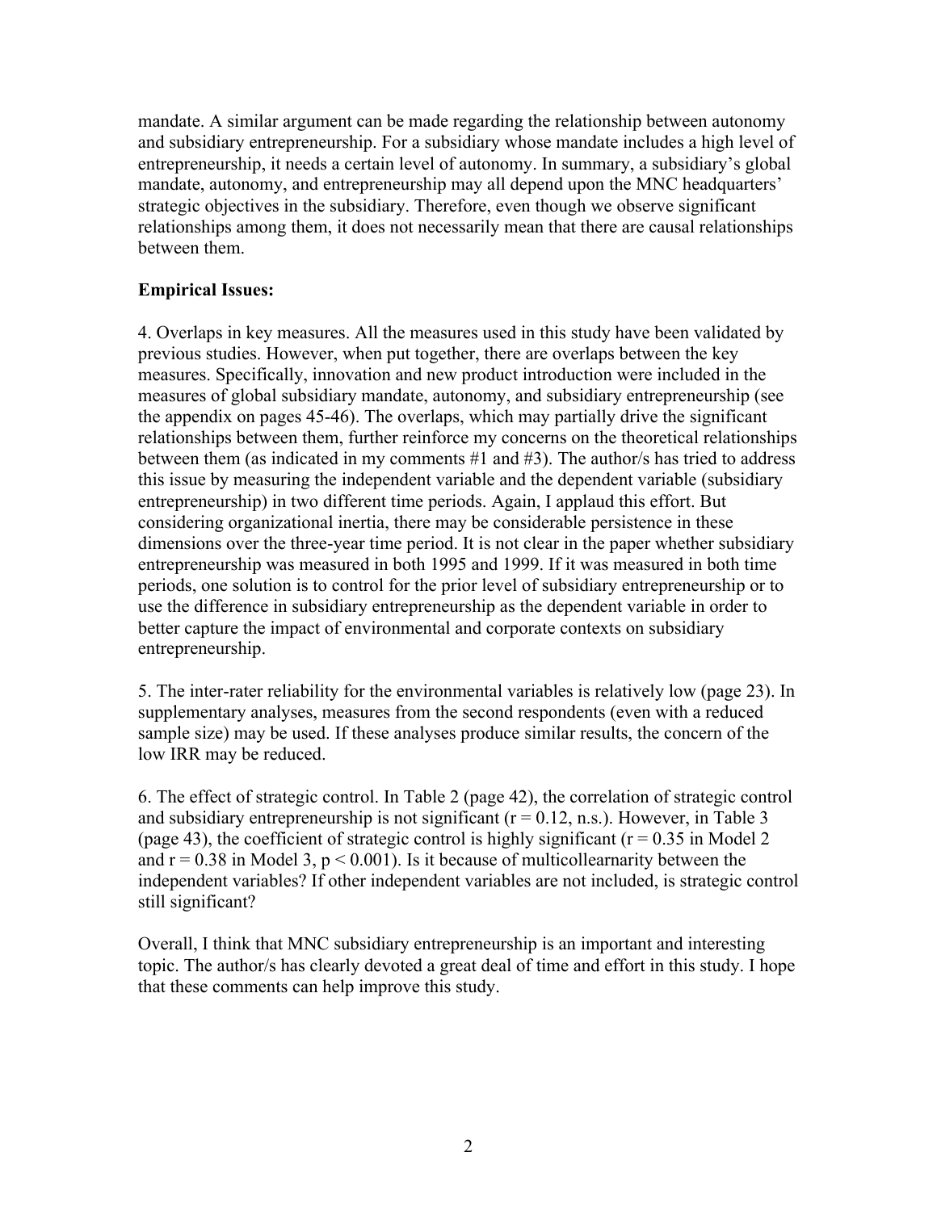mandate. A similar argument can be made regarding the relationship between autonomy and subsidiary entrepreneurship. For a subsidiary whose mandate includes a high level of entrepreneurship, it needs a certain level of autonomy. In summary, a subsidiary's global mandate, autonomy, and entrepreneurship may all depend upon the MNC headquarters' strategic objectives in the subsidiary. Therefore, even though we observe significant relationships among them, it does not necessarily mean that there are causal relationships between them.

**Empirical Issues:**

4. Overlaps in key measures. All the measures used in this study have been validated by previous studies. However, when put together, there are overlaps between the key measures. Specifically, innovation and new product introduction were included in the measures of global subsidiary mandate, autonomy, and subsidiary entrepreneurship (see the appendix on pages 45-46). The overlaps, which may partially drive the significant relationships between them, further reinforce my concerns on the theoretical relationships between them (as indicated in my comments #1 and #3). The author/s has tried to address this issue by measuring the independent variable and the dependent variable (subsidiary entrepreneurship) in two different time periods. Again, I applaud this effort. But considering organizational inertia, there may be considerable persistence in these dimensions over the three-year time period. It is not clear in the paper whether subsidiary entrepreneurship was measured in both 1995 and 1999. If it was measured in both time periods, one solution is to control for the prior level of subsidiary entrepreneurship or to use the difference in subsidiary entrepreneurship as the dependent variable in order to better capture the impact of environmental and corporate contexts on subsidiary entrepreneurship.

5. The inter-rater reliability for the environmental variables is relatively low (page 23). In supplementary analyses, measures from the second respondents (even with a reduced sample size) may be used. If these analyses produce similar results, the concern of the low IRR may be reduced.

6. The effect of strategic control. In Table 2 (page 42), the correlation of strategic control and subsidiary entrepreneurship is not significant ($r = 0.12$, n.s.). However, in Table 3 (page 43), the coefficient of strategic control is highly significant ($r = 0.35$ in Model 2 and $r = 0.38$ in Model 3, $p < 0.001$). Is it because of multicollearnarity between the independent variables? If other independent variables are not included, is strategic control still significant?

Overall, I think that MNC subsidiary entrepreneurship is an important and interesting topic. The author/s has clearly devoted a great deal of time and effort in this study. I hope that these comments can help improve this study.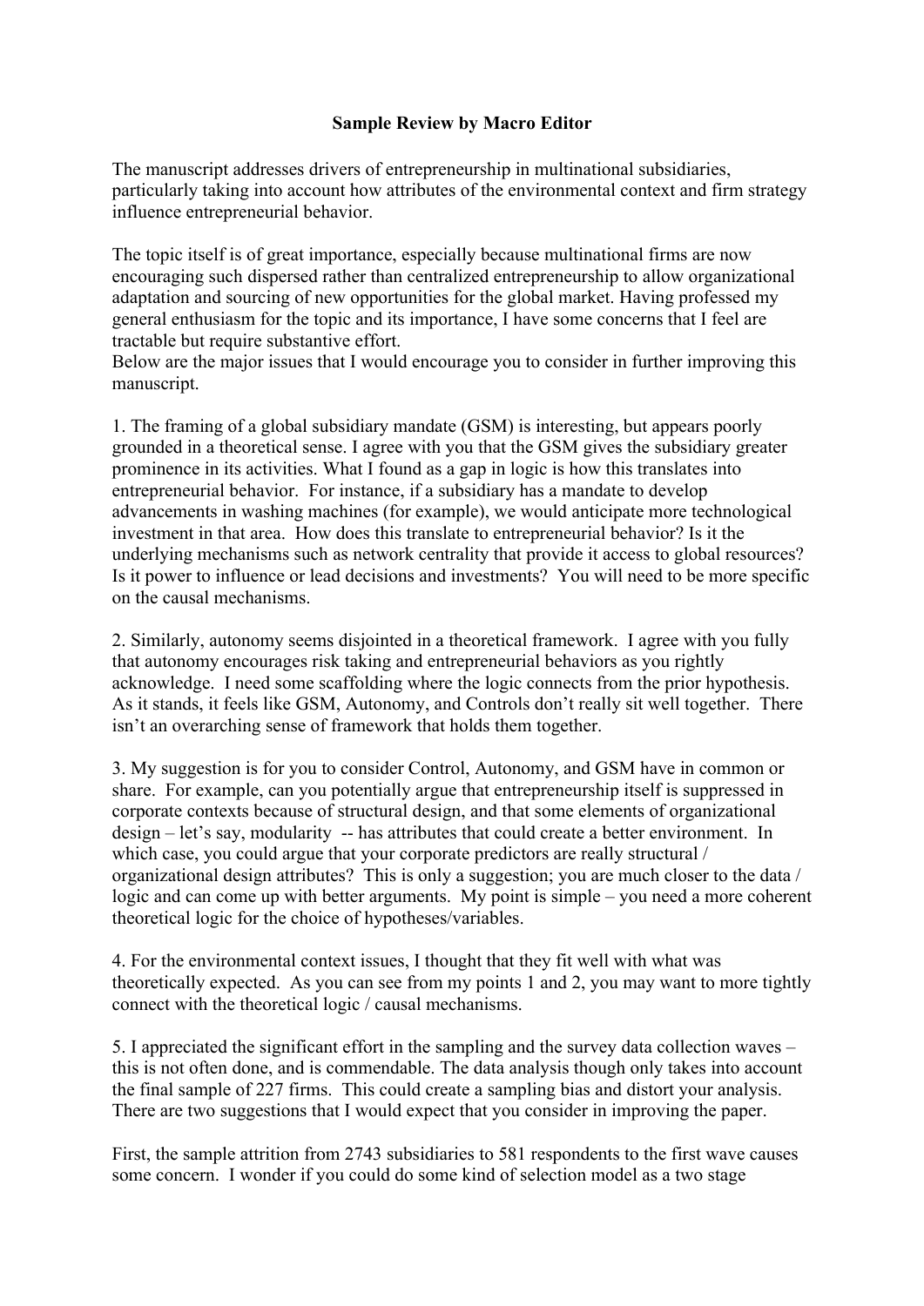**Sample Review by Macro Editor**

The manuscript addresses drivers of entrepreneurship in multinational subsidiaries, particularly taking into account how attributes of the environmental context and firm strategy influence entrepreneurial behavior.

The topic itself is of great importance, especially because multinational firms are now encouraging such dispersed rather than centralized entrepreneurship to allow organizational adaptation and sourcing of new opportunities for the global market. Having professed my general enthusiasm for the topic and its importance, I have some concerns that I feel are tractable but require substantive effort.
Below are the major issues that I would encourage you to consider in further improving this manuscript.

1. The framing of a global subsidiary mandate (GSM) is interesting, but appears poorly grounded in a theoretical sense. I agree with you that the GSM gives the subsidiary greater prominence in its activities. What I found as a gap in logic is how this translates into entrepreneurial behavior. For instance, if a subsidiary has a mandate to develop advancements in washing machines (for example), we would anticipate more technological investment in that area. How does this translate to entrepreneurial behavior? Is it the underlying mechanisms such as network centrality that provide it access to global resources? Is it power to influence or lead decisions and investments? You will need to be more specific on the causal mechanisms.

2. Similarly, autonomy seems disjointed in a theoretical framework. I agree with you fully that autonomy encourages risk taking and entrepreneurial behaviors as you rightly acknowledge. I need some scaffolding where the logic connects from the prior hypothesis. As it stands, it feels like GSM, Autonomy, and Controls don't really sit well together. There isn't an overarching sense of framework that holds them together.

3. My suggestion is for you to consider Control, Autonomy, and GSM have in common or share. For example, can you potentially argue that entrepreneurship itself is suppressed in corporate contexts because of structural design, and that some elements of organizational design – let's say, modularity -- has attributes that could create a better environment. In which case, you could argue that your corporate predictors are really structural / organizational design attributes? This is only a suggestion; you are much closer to the data / logic and can come up with better arguments. My point is simple – you need a more coherent theoretical logic for the choice of hypotheses/variables.

4. For the environmental context issues, I thought that they fit well with what was theoretically expected. As you can see from my points 1 and 2, you may want to more tightly connect with the theoretical logic / causal mechanisms.

5. I appreciated the significant effort in the sampling and the survey data collection waves – this is not often done, and is commendable. The data analysis though only takes into account the final sample of 227 firms. This could create a sampling bias and distort your analysis. There are two suggestions that I would expect that you consider in improving the paper.

First, the sample attrition from 2743 subsidiaries to 581 respondents to the first wave causes some concern. I wonder if you could do some kind of selection model as a two stage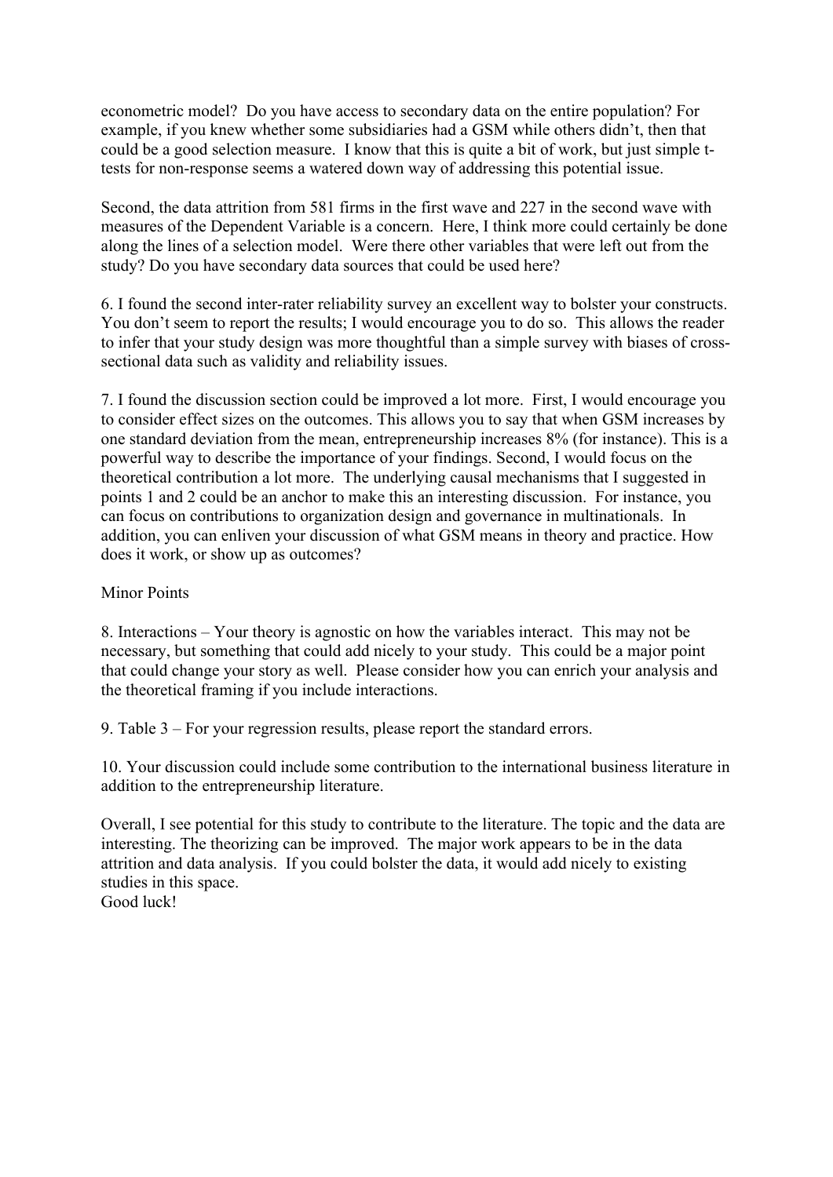econometric model? Do you have access to secondary data on the entire population? For example, if you knew whether some subsidiaries had a GSM while others didn't, then that could be a good selection measure. I know that this is quite a bit of work, but just simple t-tests for non-response seems a watered down way of addressing this potential issue.

Second, the data attrition from 581 firms in the first wave and 227 in the second wave with measures of the Dependent Variable is a concern. Here, I think more could certainly be done along the lines of a selection model. Were there other variables that were left out from the study? Do you have secondary data sources that could be used here?

6. I found the second inter-rater reliability survey an excellent way to bolster your constructs. You don't seem to report the results; I would encourage you to do so. This allows the reader to infer that your study design was more thoughtful than a simple survey with biases of cross-sectional data such as validity and reliability issues.

7. I found the discussion section could be improved a lot more. First, I would encourage you to consider effect sizes on the outcomes. This allows you to say that when GSM increases by one standard deviation from the mean, entrepreneurship increases 8% (for instance). This is a powerful way to describe the importance of your findings. Second, I would focus on the theoretical contribution a lot more. The underlying causal mechanisms that I suggested in points 1 and 2 could be an anchor to make this an interesting discussion. For instance, you can focus on contributions to organization design and governance in multinationals. In addition, you can enliven your discussion of what GSM means in theory and practice. How does it work, or show up as outcomes?

Minor Points

8. Interactions – Your theory is agnostic on how the variables interact. This may not be necessary, but something that could add nicely to your study. This could be a major point that could change your story as well. Please consider how you can enrich your analysis and the theoretical framing if you include interactions.

9. Table 3 – For your regression results, please report the standard errors.

10. Your discussion could include some contribution to the international business literature in addition to the entrepreneurship literature.

Overall, I see potential for this study to contribute to the literature. The topic and the data are interesting. The theorizing can be improved. The major work appears to be in the data attrition and data analysis. If you could bolster the data, it would add nicely to existing studies in this space.
Good luck!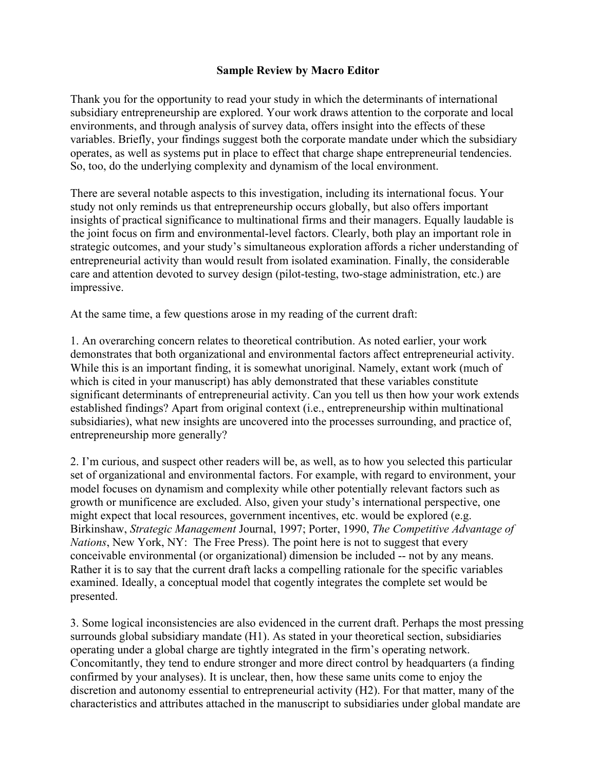## Sample Review by Macro Editor

Thank you for the opportunity to read your study in which the determinants of international subsidiary entrepreneurship are explored. Your work draws attention to the corporate and local environments, and through analysis of survey data, offers insight into the effects of these variables. Briefly, your findings suggest both the corporate mandate under which the subsidiary operates, as well as systems put in place to effect that charge shape entrepreneurial tendencies. So, too, do the underlying complexity and dynamism of the local environment.

There are several notable aspects to this investigation, including its international focus. Your study not only reminds us that entrepreneurship occurs globally, but also offers important insights of practical significance to multinational firms and their managers. Equally laudable is the joint focus on firm and environmental-level factors. Clearly, both play an important role in strategic outcomes, and your study's simultaneous exploration affords a richer understanding of entrepreneurial activity than would result from isolated examination. Finally, the considerable care and attention devoted to survey design (pilot-testing, two-stage administration, etc.) are impressive.

At the same time, a few questions arose in my reading of the current draft:

1. An overarching concern relates to theoretical contribution. As noted earlier, your work demonstrates that both organizational and environmental factors affect entrepreneurial activity. While this is an important finding, it is somewhat unoriginal. Namely, extant work (much of which is cited in your manuscript) has ably demonstrated that these variables constitute significant determinants of entrepreneurial activity. Can you tell us then how your work extends established findings? Apart from original context (i.e., entrepreneurship within multinational subsidiaries), what new insights are uncovered into the processes surrounding, and practice of, entrepreneurship more generally?

2. I'm curious, and suspect other readers will be, as well, as to how you selected this particular set of organizational and environmental factors. For example, with regard to environment, your model focuses on dynamism and complexity while other potentially relevant factors such as growth or munificence are excluded. Also, given your study's international perspective, one might expect that local resources, government incentives, etc. would be explored (e.g. Birkinshaw, *Strategic Management* Journal, 1997; Porter, 1990, *The Competitive Advantage of Nations*, New York, NY: The Free Press). The point here is not to suggest that every conceivable environmental (or organizational) dimension be included -- not by any means. Rather it is to say that the current draft lacks a compelling rationale for the specific variables examined. Ideally, a conceptual model that cogently integrates the complete set would be presented.

3. Some logical inconsistencies are also evidenced in the current draft. Perhaps the most pressing surrounds global subsidiary mandate (H1). As stated in your theoretical section, subsidiaries operating under a global charge are tightly integrated in the firm's operating network. Concomitantly, they tend to endure stronger and more direct control by headquarters (a finding confirmed by your analyses). It is unclear, then, how these same units come to enjoy the discretion and autonomy essential to entrepreneurial activity (H2). For that matter, many of the characteristics and attributes attached in the manuscript to subsidiaries under global mandate are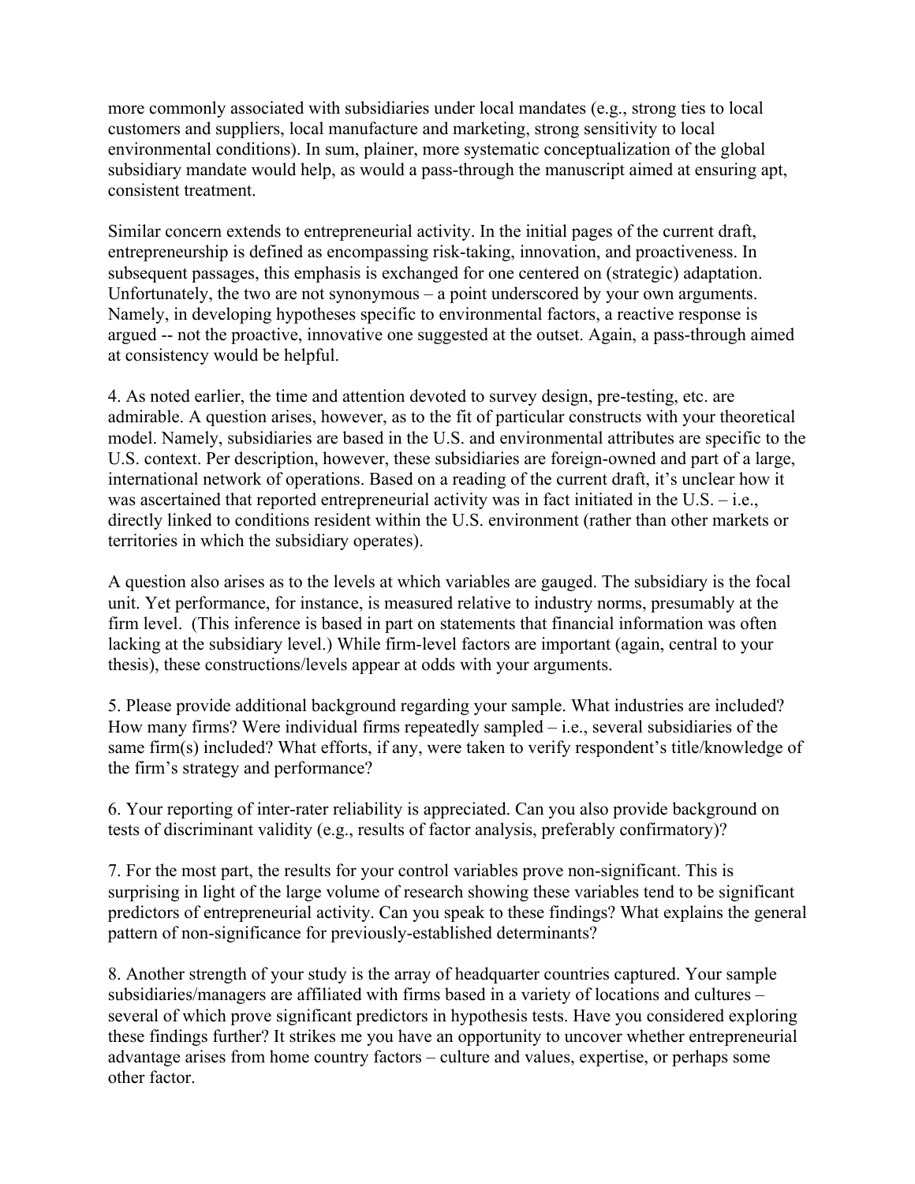more commonly associated with subsidiaries under local mandates (e.g., strong ties to local customers and suppliers, local manufacture and marketing, strong sensitivity to local environmental conditions). In sum, plainer, more systematic conceptualization of the global subsidiary mandate would help, as would a pass-through the manuscript aimed at ensuring apt, consistent treatment.

Similar concern extends to entrepreneurial activity. In the initial pages of the current draft, entrepreneurship is defined as encompassing risk-taking, innovation, and proactiveness. In subsequent passages, this emphasis is exchanged for one centered on (strategic) adaptation. Unfortunately, the two are not synonymous – a point underscored by your own arguments. Namely, in developing hypotheses specific to environmental factors, a reactive response is argued -- not the proactive, innovative one suggested at the outset. Again, a pass-through aimed at consistency would be helpful.

4. As noted earlier, the time and attention devoted to survey design, pre-testing, etc. are admirable. A question arises, however, as to the fit of particular constructs with your theoretical model. Namely, subsidiaries are based in the U.S. and environmental attributes are specific to the U.S. context. Per description, however, these subsidiaries are foreign-owned and part of a large, international network of operations. Based on a reading of the current draft, it's unclear how it was ascertained that reported entrepreneurial activity was in fact initiated in the U.S. – i.e., directly linked to conditions resident within the U.S. environment (rather than other markets or territories in which the subsidiary operates).

A question also arises as to the levels at which variables are gauged. The subsidiary is the focal unit. Yet performance, for instance, is measured relative to industry norms, presumably at the firm level. (This inference is based in part on statements that financial information was often lacking at the subsidiary level.) While firm-level factors are important (again, central to your thesis), these constructions/levels appear at odds with your arguments.

5. Please provide additional background regarding your sample. What industries are included? How many firms? Were individual firms repeatedly sampled – i.e., several subsidiaries of the same firm(s) included? What efforts, if any, were taken to verify respondent's title/knowledge of the firm's strategy and performance?

6. Your reporting of inter-rater reliability is appreciated. Can you also provide background on tests of discriminant validity (e.g., results of factor analysis, preferably confirmatory)?

7. For the most part, the results for your control variables prove non-significant. This is surprising in light of the large volume of research showing these variables tend to be significant predictors of entrepreneurial activity. Can you speak to these findings? What explains the general pattern of non-significance for previously-established determinants?

8. Another strength of your study is the array of headquarter countries captured. Your sample subsidiaries/managers are affiliated with firms based in a variety of locations and cultures – several of which prove significant predictors in hypothesis tests. Have you considered exploring these findings further? It strikes me you have an opportunity to uncover whether entrepreneurial advantage arises from home country factors – culture and values, expertise, or perhaps some other factor.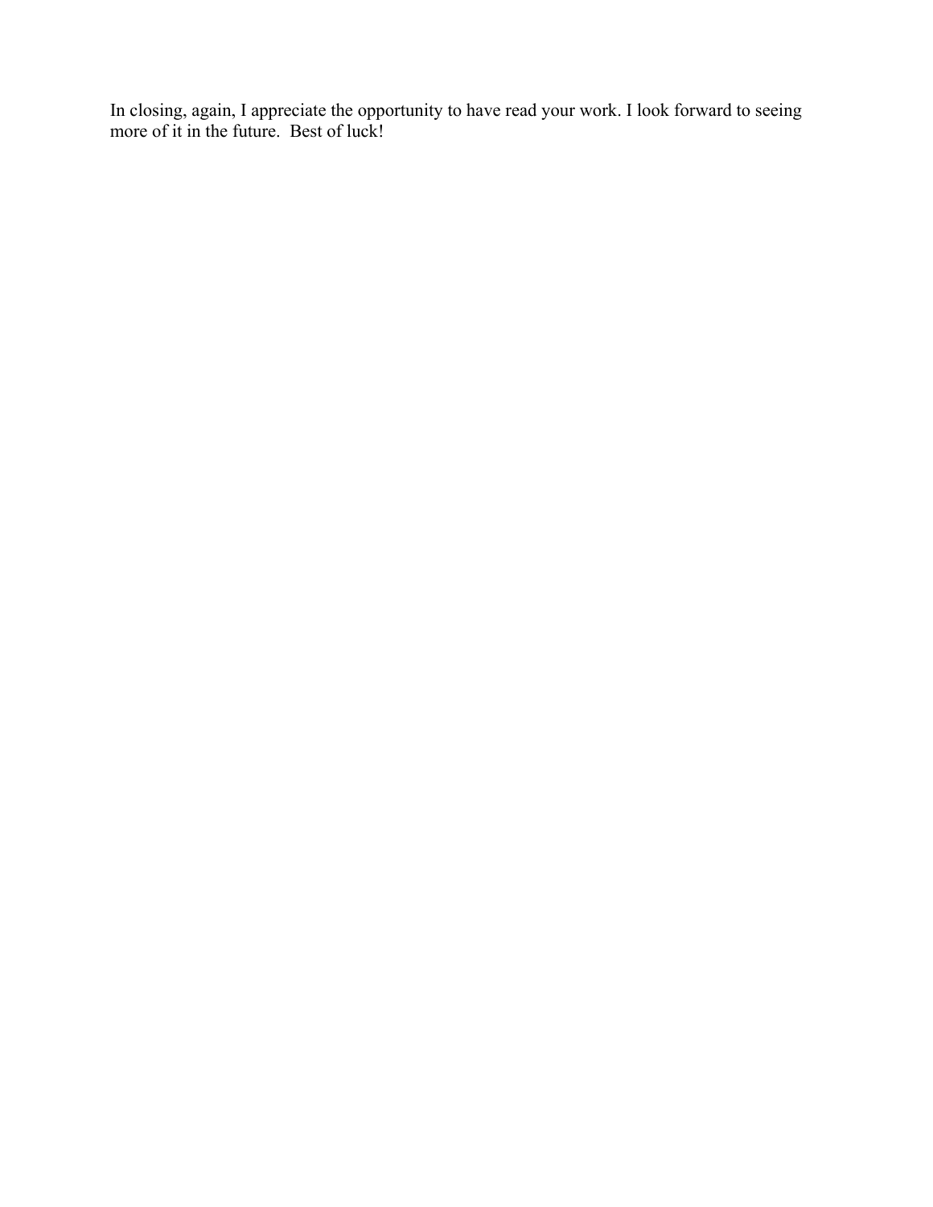In closing, again, I appreciate the opportunity to have read your work. I look forward to seeing more of it in the future. Best of luck!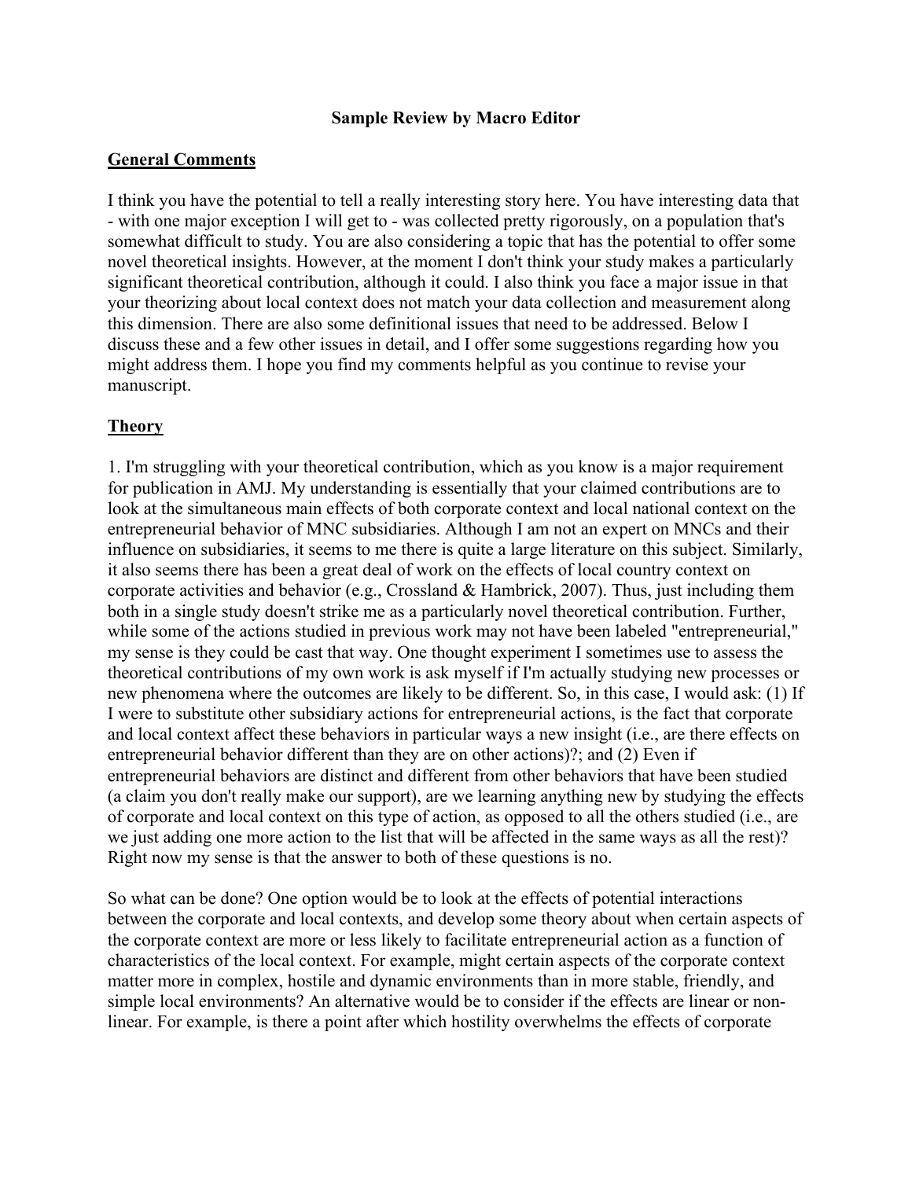**Sample Review by Macro Editor**

**General Comments**

I think you have the potential to tell a really interesting story here. You have interesting data that - with one major exception I will get to - was collected pretty rigorously, on a population that's somewhat difficult to study. You are also considering a topic that has the potential to offer some novel theoretical insights. However, at the moment I don't think your study makes a particularly significant theoretical contribution, although it could. I also think you face a major issue in that your theorizing about local context does not match your data collection and measurement along this dimension. There are also some definitional issues that need to be addressed. Below I discuss these and a few other issues in detail, and I offer some suggestions regarding how you might address them. I hope you find my comments helpful as you continue to revise your manuscript.

**Theory**

1. I'm struggling with your theoretical contribution, which as you know is a major requirement for publication in AMJ. My understanding is essentially that your claimed contributions are to look at the simultaneous main effects of both corporate context and local national context on the entrepreneurial behavior of MNC subsidiaries. Although I am not an expert on MNCs and their influence on subsidiaries, it seems to me there is quite a large literature on this subject. Similarly, it also seems there has been a great deal of work on the effects of local country context on corporate activities and behavior (e.g., Crossland & Hambrick, 2007). Thus, just including them both in a single study doesn't strike me as a particularly novel theoretical contribution. Further, while some of the actions studied in previous work may not have been labeled "entrepreneurial," my sense is they could be cast that way. One thought experiment I sometimes use to assess the theoretical contributions of my own work is ask myself if I'm actually studying new processes or new phenomena where the outcomes are likely to be different. So, in this case, I would ask: (1) If I were to substitute other subsidiary actions for entrepreneurial actions, is the fact that corporate and local context affect these behaviors in particular ways a new insight (i.e., are there effects on entrepreneurial behavior different than they are on other actions)?; and (2) Even if entrepreneurial behaviors are distinct and different from other behaviors that have been studied (a claim you don't really make our support), are we learning anything new by studying the effects of corporate and local context on this type of action, as opposed to all the others studied (i.e., are we just adding one more action to the list that will be affected in the same ways as all the rest)? Right now my sense is that the answer to both of these questions is no.

So what can be done? One option would be to look at the effects of potential interactions between the corporate and local contexts, and develop some theory about when certain aspects of the corporate context are more or less likely to facilitate entrepreneurial action as a function of characteristics of the local context. For example, might certain aspects of the corporate context matter more in complex, hostile and dynamic environments than in more stable, friendly, and simple local environments? An alternative would be to consider if the effects are linear or non-linear. For example, is there a point after which hostility overwhelms the effects of corporate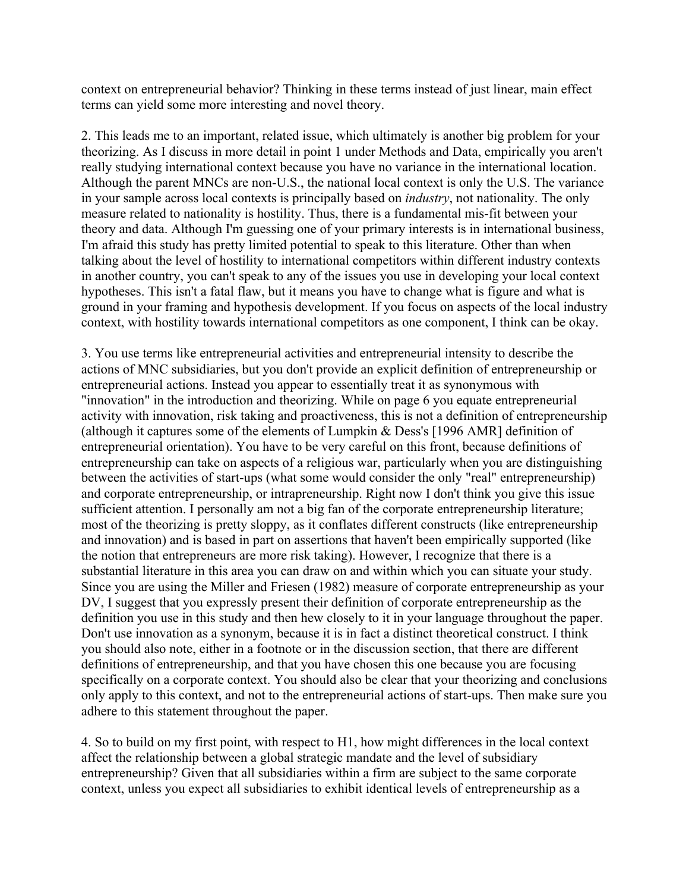context on entrepreneurial behavior? Thinking in these terms instead of just linear, main effect terms can yield some more interesting and novel theory.

2. This leads me to an important, related issue, which ultimately is another big problem for your theorizing. As I discuss in more detail in point 1 under Methods and Data, empirically you aren't really studying international context because you have no variance in the international location. Although the parent MNCs are non-U.S., the national local context is only the U.S. The variance in your sample across local contexts is principally based on *industry*, not nationality. The only measure related to nationality is hostility. Thus, there is a fundamental mis-fit between your theory and data. Although I'm guessing one of your primary interests is in international business, I'm afraid this study has pretty limited potential to speak to this literature. Other than when talking about the level of hostility to international competitors within different industry contexts in another country, you can't speak to any of the issues you use in developing your local context hypotheses. This isn't a fatal flaw, but it means you have to change what is figure and what is ground in your framing and hypothesis development. If you focus on aspects of the local industry context, with hostility towards international competitors as one component, I think can be okay.

3. You use terms like entrepreneurial activities and entrepreneurial intensity to describe the actions of MNC subsidiaries, but you don't provide an explicit definition of entrepreneurship or entrepreneurial actions. Instead you appear to essentially treat it as synonymous with "innovation" in the introduction and theorizing. While on page 6 you equate entrepreneurial activity with innovation, risk taking and proactiveness, this is not a definition of entrepreneurship (although it captures some of the elements of Lumpkin & Dess's [1996 AMR] definition of entrepreneurial orientation). You have to be very careful on this front, because definitions of entrepreneurship can take on aspects of a religious war, particularly when you are distinguishing between the activities of start-ups (what some would consider the only "real" entrepreneurship) and corporate entrepreneurship, or intrapreneurship. Right now I don't think you give this issue sufficient attention. I personally am not a big fan of the corporate entrepreneurship literature; most of the theorizing is pretty sloppy, as it conflates different constructs (like entrepreneurship and innovation) and is based in part on assertions that haven't been empirically supported (like the notion that entrepreneurs are more risk taking). However, I recognize that there is a substantial literature in this area you can draw on and within which you can situate your study. Since you are using the Miller and Friesen (1982) measure of corporate entrepreneurship as your DV, I suggest that you expressly present their definition of corporate entrepreneurship as the definition you use in this study and then hew closely to it in your language throughout the paper. Don't use innovation as a synonym, because it is in fact a distinct theoretical construct. I think you should also note, either in a footnote or in the discussion section, that there are different definitions of entrepreneurship, and that you have chosen this one because you are focusing specifically on a corporate context. You should also be clear that your theorizing and conclusions only apply to this context, and not to the entrepreneurial actions of start-ups. Then make sure you adhere to this statement throughout the paper.

4. So to build on my first point, with respect to H1, how might differences in the local context affect the relationship between a global strategic mandate and the level of subsidiary entrepreneurship? Given that all subsidiaries within a firm are subject to the same corporate context, unless you expect all subsidiaries to exhibit identical levels of entrepreneurship as a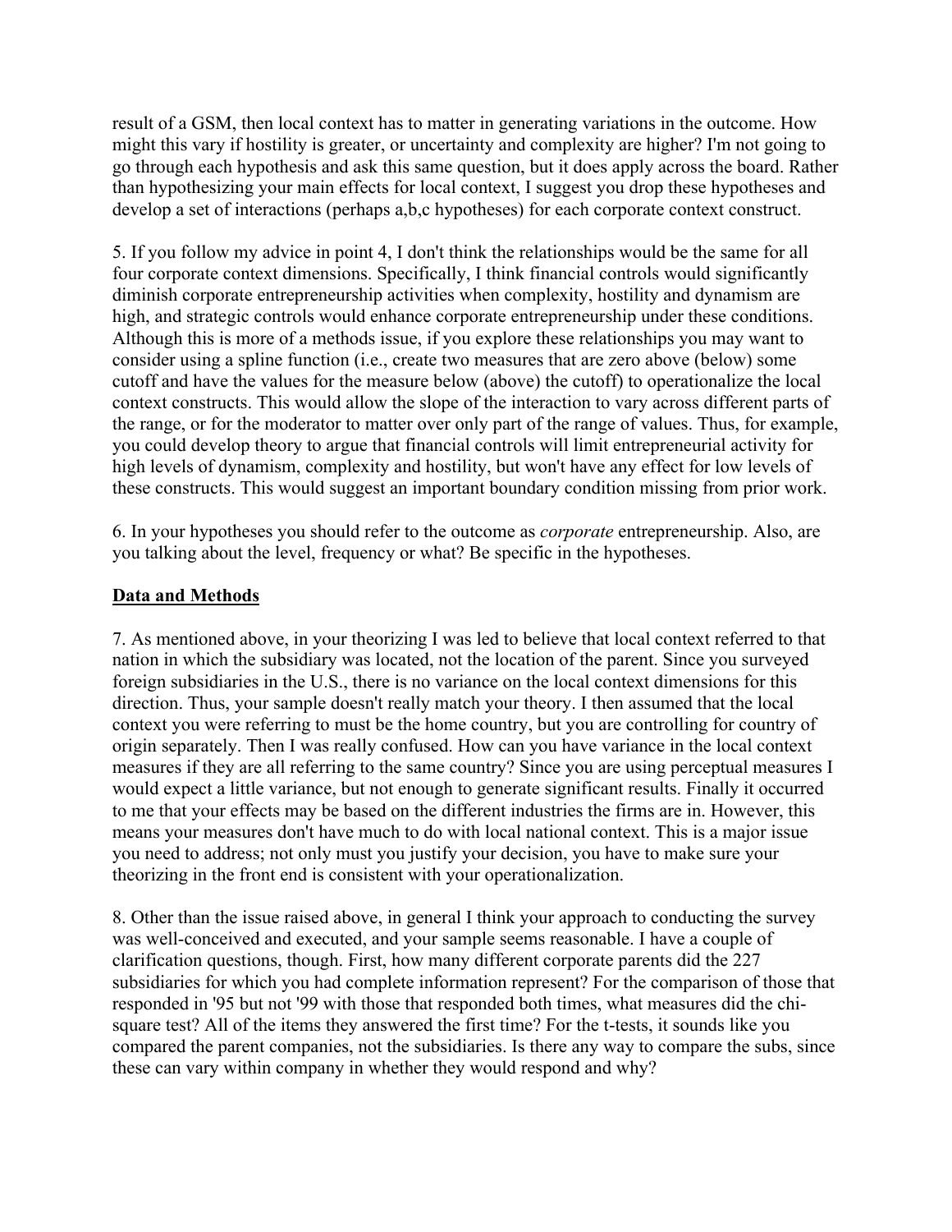result of a GSM, then local context has to matter in generating variations in the outcome. How might this vary if hostility is greater, or uncertainty and complexity are higher? I'm not going to go through each hypothesis and ask this same question, but it does apply across the board. Rather than hypothesizing your main effects for local context, I suggest you drop these hypotheses and develop a set of interactions (perhaps a,b,c hypotheses) for each corporate context construct.

5. If you follow my advice in point 4, I don't think the relationships would be the same for all four corporate context dimensions. Specifically, I think financial controls would significantly diminish corporate entrepreneurship activities when complexity, hostility and dynamism are high, and strategic controls would enhance corporate entrepreneurship under these conditions. Although this is more of a methods issue, if you explore these relationships you may want to consider using a spline function (i.e., create two measures that are zero above (below) some cutoff and have the values for the measure below (above) the cutoff) to operationalize the local context constructs. This would allow the slope of the interaction to vary across different parts of the range, or for the moderator to matter over only part of the range of values. Thus, for example, you could develop theory to argue that financial controls will limit entrepreneurial activity for high levels of dynamism, complexity and hostility, but won't have any effect for low levels of these constructs. This would suggest an important boundary condition missing from prior work.

6. In your hypotheses you should refer to the outcome as *corporate* entrepreneurship. Also, are you talking about the level, frequency or what? Be specific in the hypotheses.

## Data and Methods

7. As mentioned above, in your theorizing I was led to believe that local context referred to that nation in which the subsidiary was located, not the location of the parent. Since you surveyed foreign subsidiaries in the U.S., there is no variance on the local context dimensions for this direction. Thus, your sample doesn't really match your theory. I then assumed that the local context you were referring to must be the home country, but you are controlling for country of origin separately. Then I was really confused. How can you have variance in the local context measures if they are all referring to the same country? Since you are using perceptual measures I would expect a little variance, but not enough to generate significant results. Finally it occurred to me that your effects may be based on the different industries the firms are in. However, this means your measures don't have much to do with local national context. This is a major issue you need to address; not only must you justify your decision, you have to make sure your theorizing in the front end is consistent with your operationalization.

8. Other than the issue raised above, in general I think your approach to conducting the survey was well-conceived and executed, and your sample seems reasonable. I have a couple of clarification questions, though. First, how many different corporate parents did the 227 subsidiaries for which you had complete information represent? For the comparison of those that responded in '95 but not '99 with those that responded both times, what measures did the chi-square test? All of the items they answered the first time? For the t-tests, it sounds like you compared the parent companies, not the subsidiaries. Is there any way to compare the subs, since these can vary within company in whether they would respond and why?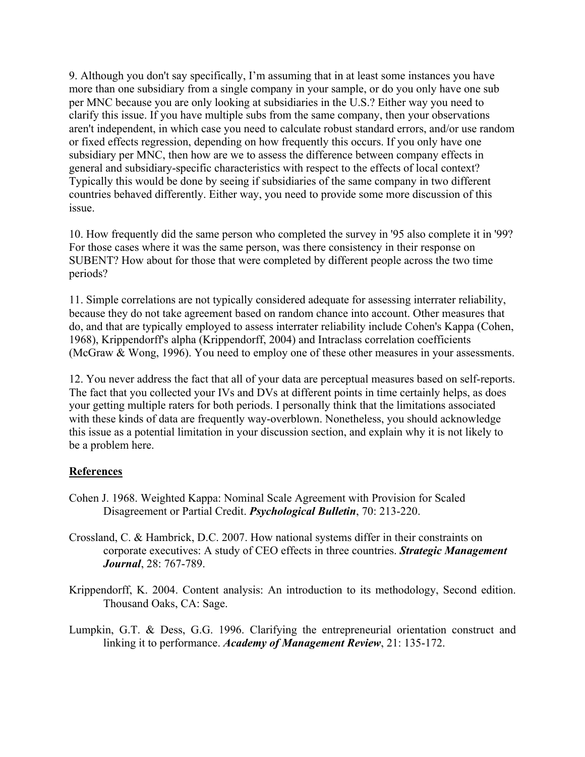9. Although you don't say specifically, I'm assuming that in at least some instances you have more than one subsidiary from a single company in your sample, or do you only have one sub per MNC because you are only looking at subsidiaries in the U.S.? Either way you need to clarify this issue. If you have multiple subs from the same company, then your observations aren't independent, in which case you need to calculate robust standard errors, and/or use random or fixed effects regression, depending on how frequently this occurs. If you only have one subsidiary per MNC, then how are we to assess the difference between company effects in general and subsidiary-specific characteristics with respect to the effects of local context? Typically this would be done by seeing if subsidiaries of the same company in two different countries behaved differently. Either way, you need to provide some more discussion of this issue.

10. How frequently did the same person who completed the survey in '95 also complete it in '99? For those cases where it was the same person, was there consistency in their response on SUBENT? How about for those that were completed by different people across the two time periods?

11. Simple correlations are not typically considered adequate for assessing interrater reliability, because they do not take agreement based on random chance into account. Other measures that do, and that are typically employed to assess interrater reliability include Cohen's Kappa (Cohen, 1968), Krippendorff's alpha (Krippendorff, 2004) and Intraclass correlation coefficients (McGraw & Wong, 1996). You need to employ one of these other measures in your assessments.

12. You never address the fact that all of your data are perceptual measures based on self-reports. The fact that you collected your IVs and DVs at different points in time certainly helps, as does your getting multiple raters for both periods. I personally think that the limitations associated with these kinds of data are frequently way-overblown. Nonetheless, you should acknowledge this issue as a potential limitation in your discussion section, and explain why it is not likely to be a problem here.

## References

Cohen J. 1968. Weighted Kappa: Nominal Scale Agreement with Provision for Scaled Disagreement or Partial Credit. ***Psychological Bulletin***, 70: 213-220.

Crossland, C. & Hambrick, D.C. 2007. How national systems differ in their constraints on corporate executives: A study of CEO effects in three countries. ***Strategic Management Journal***, 28: 767-789.

Krippendorff, K. 2004. Content analysis: An introduction to its methodology, Second edition. Thousand Oaks, CA: Sage.

Lumpkin, G.T. & Dess, G.G. 1996. Clarifying the entrepreneurial orientation construct and linking it to performance. ***Academy of Management Review***, 21: 135-172.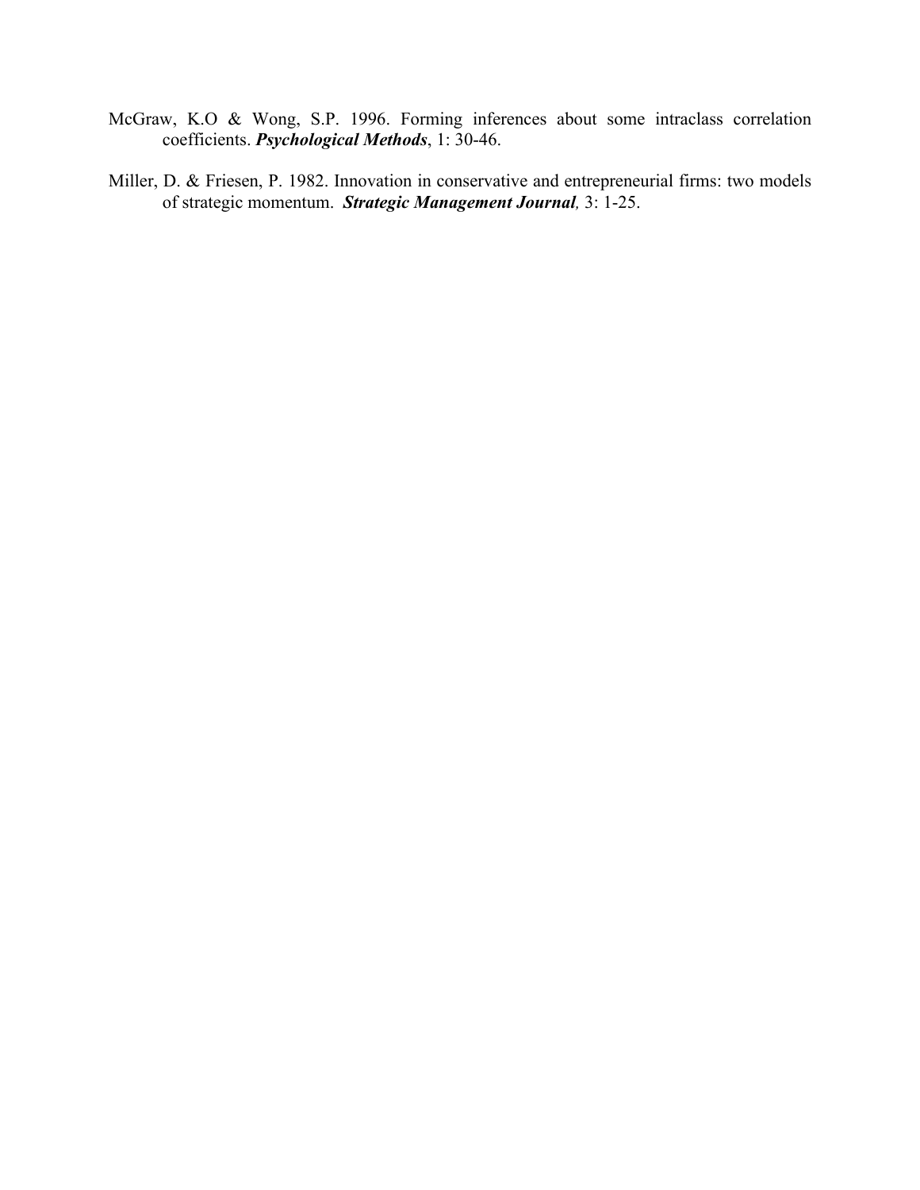McGraw, K.O & Wong, S.P. 1996. Forming inferences about some intraclass correlation coefficients. ***Psychological Methods***, 1: 30-46.

Miller, D. & Friesen, P. 1982. Innovation in conservative and entrepreneurial firms: two models of strategic momentum. ***Strategic Management Journal,*** 3: 1-25.